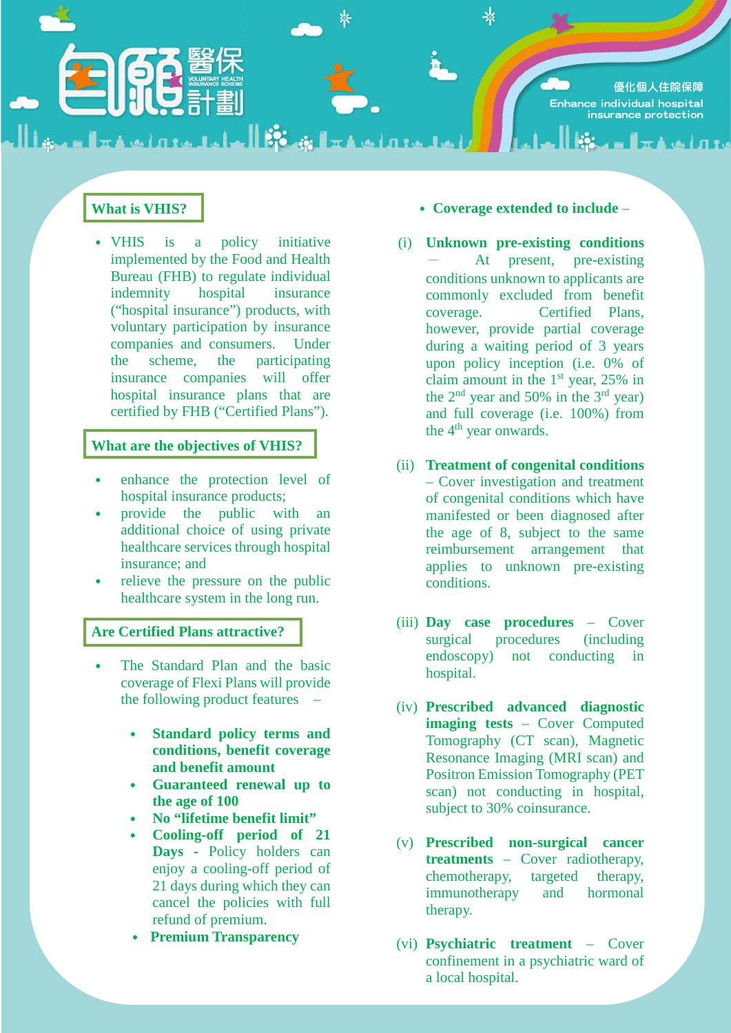自願醫保計劃

VOLUNTARY HEALTH INSURANCE SCHEME

優化個人住院保障

Enhance individual hospital insurance protection

## What is VHIS?

- VHIS is a policy initiative implemented by the Food and Health Bureau (FHB) to regulate individual indemnity hospital insurance ("hospital insurance") products, with voluntary participation by insurance companies and consumers. Under the scheme, the participating insurance companies will offer hospital insurance plans that are certified by FHB ("Certified Plans").

## What are the objectives of VHIS?

- enhance the protection level of hospital insurance products;
- provide the public with an additional choice of using private healthcare services through hospital insurance; and
- relieve the pressure on the public healthcare system in the long run.

## Are Certified Plans attractive?

- The Standard Plan and the basic coverage of Flexi Plans will provide the following product features –
  - **Standard policy terms and conditions, benefit coverage and benefit amount**
  - **Guaranteed renewal up to the age of 100**
  - **No "lifetime benefit limit"**
  - **Cooling-off period of 21 Days** - Policy holders can enjoy a cooling-off period of 21 days during which they can cancel the policies with full refund of premium.
  - **Premium Transparency**

- **Coverage extended to include –**

(i) **Unknown pre-existing conditions** — At present, pre-existing conditions unknown to applicants are commonly excluded from benefit coverage. Certified Plans, however, provide partial coverage during a waiting period of 3 years upon policy inception (i.e. 0% of claim amount in the 1st year, 25% in the 2nd year and 50% in the 3rd year) and full coverage (i.e. 100%) from the 4th year onwards.

(ii) **Treatment of congenital conditions** – Cover investigation and treatment of congenital conditions which have manifested or been diagnosed after the age of 8, subject to the same reimbursement arrangement that applies to unknown pre-existing conditions.

(iii) **Day case procedures** – Cover surgical procedures (including endoscopy) not conducting in hospital.

(iv) **Prescribed advanced diagnostic imaging tests** – Cover Computed Tomography (CT scan), Magnetic Resonance Imaging (MRI scan) and Positron Emission Tomography (PET scan) not conducting in hospital, subject to 30% coinsurance.

(v) **Prescribed non-surgical cancer treatments** – Cover radiotherapy, chemotherapy, targeted therapy, immunotherapy and hormonal therapy.

(vi) **Psychiatric treatment** – Cover confinement in a psychiatric ward of a local hospital.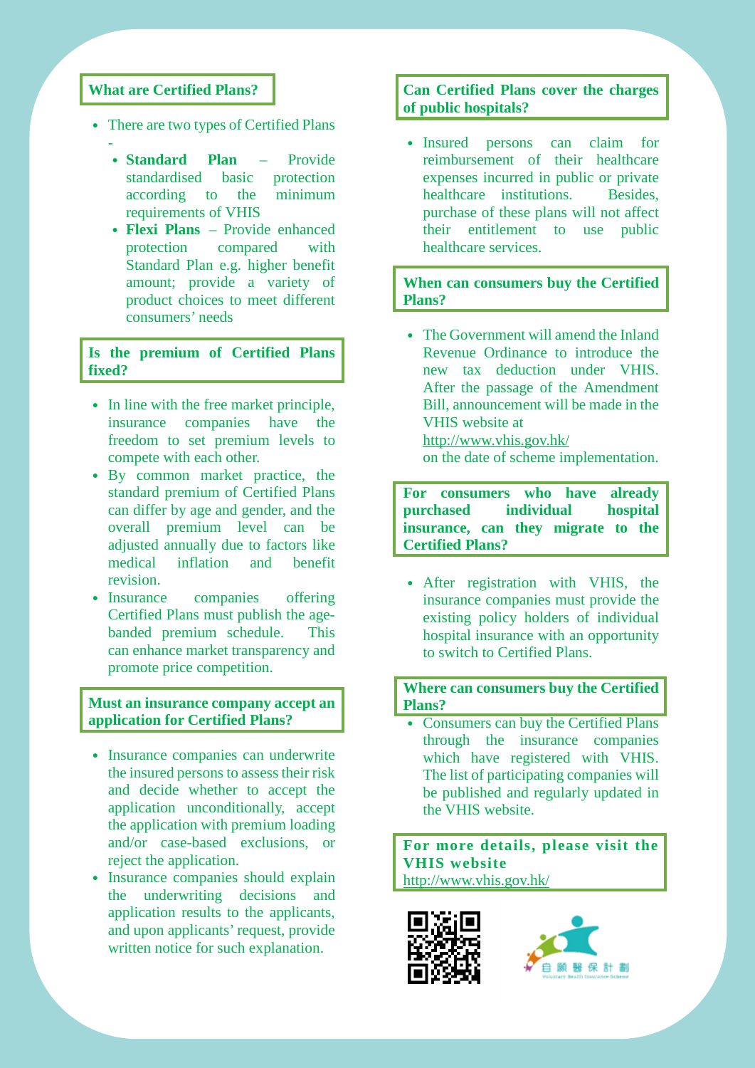## What are Certified Plans?

- There are two types of Certified Plans -
  - **Standard Plan** – Provide standardised basic protection according to the minimum requirements of VHIS
  - **Flexi Plans** – Provide enhanced protection compared with Standard Plan e.g. higher benefit amount; provide a variety of product choices to meet different consumers' needs

## Is the premium of Certified Plans fixed?

- In line with the free market principle, insurance companies have the freedom to set premium levels to compete with each other.
- By common market practice, the standard premium of Certified Plans can differ by age and gender, and the overall premium level can be adjusted annually due to factors like medical inflation and benefit revision.
- Insurance companies offering Certified Plans must publish the age-banded premium schedule. This can enhance market transparency and promote price competition.

## Must an insurance company accept an application for Certified Plans?

- Insurance companies can underwrite the insured persons to assess their risk and decide whether to accept the application unconditionally, accept the application with premium loading and/or case-based exclusions, or reject the application.
- Insurance companies should explain the underwriting decisions and application results to the applicants, and upon applicants' request, provide written notice for such explanation.

## Can Certified Plans cover the charges of public hospitals?

- Insured persons can claim for reimbursement of their healthcare expenses incurred in public or private healthcare institutions. Besides, purchase of these plans will not affect their entitlement to use public healthcare services.

## When can consumers buy the Certified Plans?

- The Government will amend the Inland Revenue Ordinance to introduce the new tax deduction under VHIS. After the passage of the Amendment Bill, announcement will be made in the VHIS website at http://www.vhis.gov.hk/ on the date of scheme implementation.

## For consumers who have already purchased individual hospital insurance, can they migrate to the Certified Plans?

- After registration with VHIS, the insurance companies must provide the existing policy holders of individual hospital insurance with an opportunity to switch to Certified Plans.

## Where can consumers buy the Certified Plans?

- Consumers can buy the Certified Plans through the insurance companies which have registered with VHIS. The list of participating companies will be published and regularly updated in the VHIS website.

## For more details, please visit the VHIS website

http://www.vhis.gov.hk/

自願醫保計劃
Voluntary Health Insurance Scheme